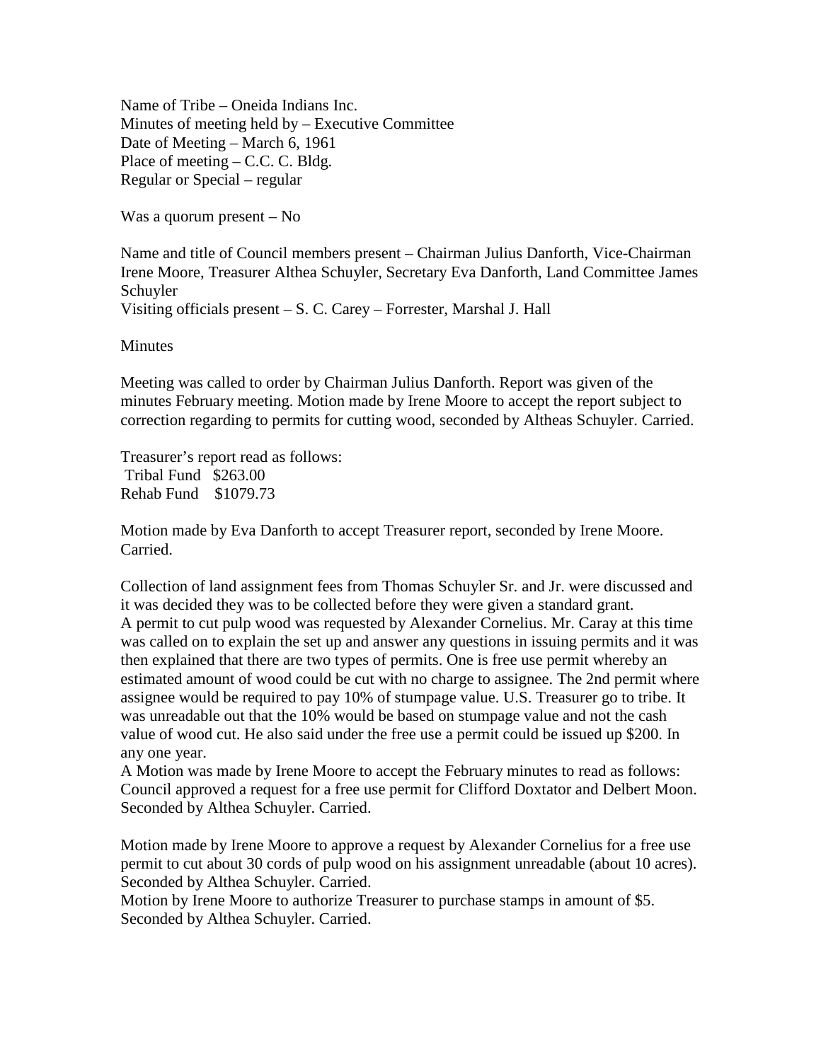Name of Tribe – Oneida Indians Inc.
Minutes of meeting held by – Executive Committee
Date of Meeting – March 6, 1961
Place of meeting – C.C. C. Bldg.
Regular or Special – regular

Was a quorum present – No

Name and title of Council members present – Chairman Julius Danforth, Vice-Chairman Irene Moore, Treasurer Althea Schuyler, Secretary Eva Danforth, Land Committee James Schuyler
Visiting officials present – S. C. Carey – Forrester, Marshal J. Hall

Minutes

Meeting was called to order by Chairman Julius Danforth. Report was given of the minutes February meeting. Motion made by Irene Moore to accept the report subject to correction regarding to permits for cutting wood, seconded by Altheas Schuyler. Carried.

Treasurer's report read as follows:
Tribal Fund $263.00
Rehab Fund $1079.73

Motion made by Eva Danforth to accept Treasurer report, seconded by Irene Moore. Carried.

Collection of land assignment fees from Thomas Schuyler Sr. and Jr. were discussed and it was decided they was to be collected before they were given a standard grant.
A permit to cut pulp wood was requested by Alexander Cornelius. Mr. Caray at this time was called on to explain the set up and answer any questions in issuing permits and it was then explained that there are two types of permits. One is free use permit whereby an estimated amount of wood could be cut with no charge to assignee. The 2nd permit where assignee would be required to pay 10% of stumpage value. U.S. Treasurer go to tribe. It was unreadable out that the 10% would be based on stumpage value and not the cash value of wood cut. He also said under the free use a permit could be issued up $200. In any one year.
A Motion was made by Irene Moore to accept the February minutes to read as follows: Council approved a request for a free use permit for Clifford Doxtator and Delbert Moon. Seconded by Althea Schuyler. Carried.

Motion made by Irene Moore to approve a request by Alexander Cornelius for a free use permit to cut about 30 cords of pulp wood on his assignment unreadable (about 10 acres). Seconded by Althea Schuyler. Carried.
Motion by Irene Moore to authorize Treasurer to purchase stamps in amount of $5. Seconded by Althea Schuyler. Carried.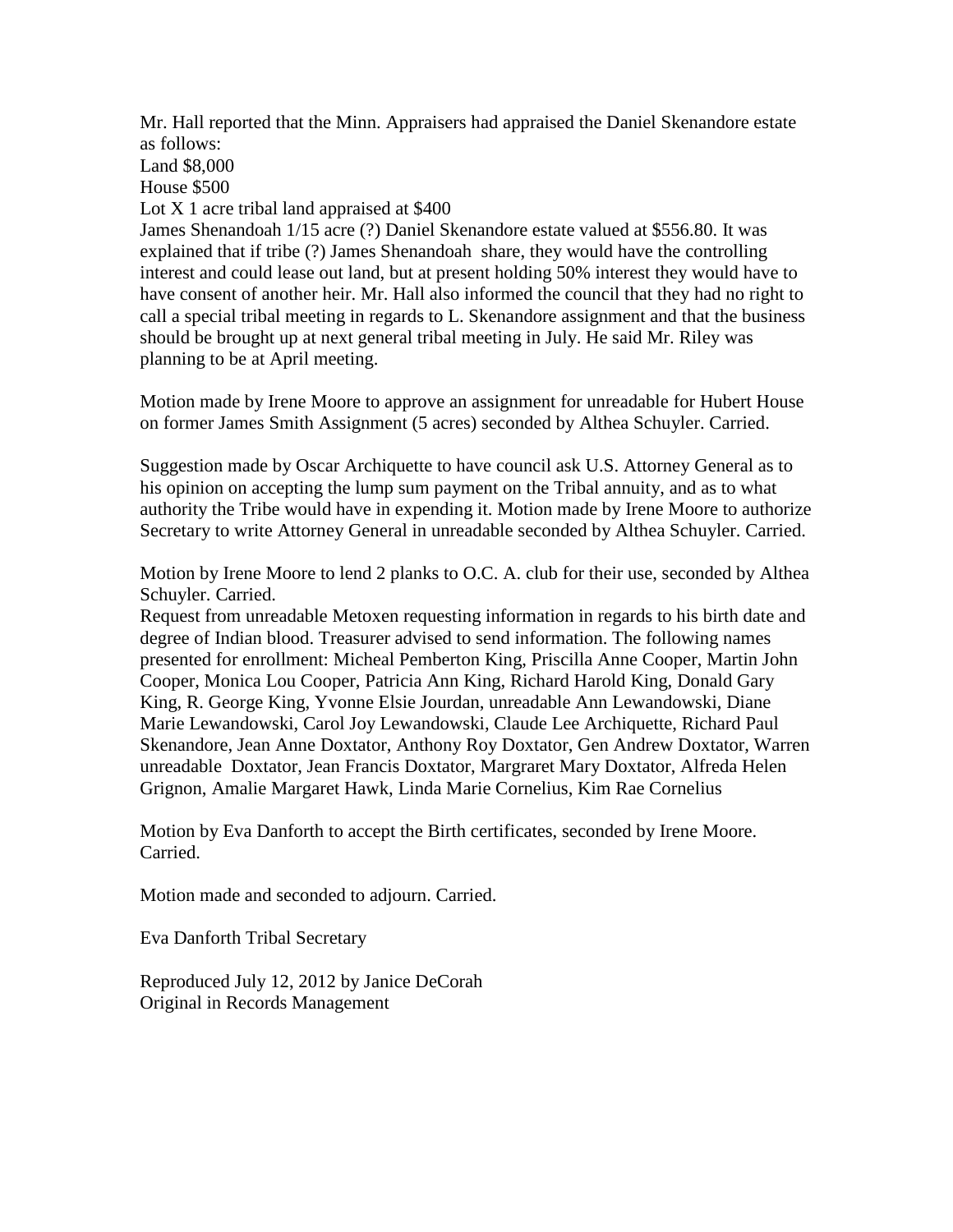Mr. Hall reported that the Minn. Appraisers had appraised the Daniel Skenandore estate as follows:
Land $8,000
House $500
Lot X 1 acre tribal land appraised at $400
James Shenandoah 1/15 acre (?) Daniel Skenandore estate valued at $556.80. It was explained that if tribe (?) James Shenandoah share, they would have the controlling interest and could lease out land, but at present holding 50% interest they would have to have consent of another heir. Mr. Hall also informed the council that they had no right to call a special tribal meeting in regards to L. Skenandore assignment and that the business should be brought up at next general tribal meeting in July. He said Mr. Riley was planning to be at April meeting.

Motion made by Irene Moore to approve an assignment for unreadable for Hubert House on former James Smith Assignment (5 acres) seconded by Althea Schuyler. Carried.

Suggestion made by Oscar Archiquette to have council ask U.S. Attorney General as to his opinion on accepting the lump sum payment on the Tribal annuity, and as to what authority the Tribe would have in expending it. Motion made by Irene Moore to authorize Secretary to write Attorney General in unreadable seconded by Althea Schuyler. Carried.

Motion by Irene Moore to lend 2 planks to O.C. A. club for their use, seconded by Althea Schuyler. Carried.
Request from unreadable Metoxen requesting information in regards to his birth date and degree of Indian blood. Treasurer advised to send information. The following names presented for enrollment: Micheal Pemberton King, Priscilla Anne Cooper, Martin John Cooper, Monica Lou Cooper, Patricia Ann King, Richard Harold King, Donald Gary King, R. George King, Yvonne Elsie Jourdan, unreadable Ann Lewandowski, Diane Marie Lewandowski, Carol Joy Lewandowski, Claude Lee Archiquette, Richard Paul Skenandore, Jean Anne Doxtator, Anthony Roy Doxtator, Gen Andrew Doxtator, Warren unreadable Doxtator, Jean Francis Doxtator, Margraret Mary Doxtator, Alfreda Helen Grignon, Amalie Margaret Hawk, Linda Marie Cornelius, Kim Rae Cornelius

Motion by Eva Danforth to accept the Birth certificates, seconded by Irene Moore. Carried.

Motion made and seconded to adjourn. Carried.

Eva Danforth Tribal Secretary

Reproduced July 12, 2012 by Janice DeCorah
Original in Records Management